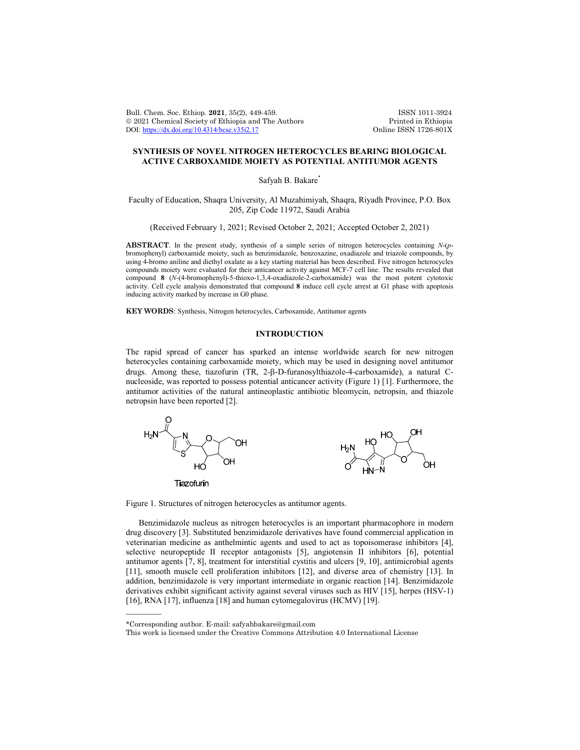# SYNTHESIS OF NOVEL NITROGEN HETEROCYCLES BEARING BIOLOGICAL ACTIVE CARBOXAMIDE MOIETY AS POTENTIAL ANTITUMOR AGENTS

Safyah B. Bakare*

Faculty of Education, Shaqra University, Al Muzahimiyah, Shaqra, Riyadh Province, P.O. Box 205, Zip Code 11972, Saudi Arabia

(Received February 1, 2021; Revised October 2, 2021; Accepted October 2, 2021)

**ABSTRACT**. In the present study, synthesis of a simple series of nitrogen heterocycles containing *N*-(*p*-bromophenyl) carboxamide moiety, such as benzimidazole, benzoxazine, oxadiazole and triazole compounds, by using 4-bromo aniline and diethyl oxalate as a key starting material has been described. Five nitrogen heterocycles compounds moiety were evaluated for their anticancer activity against MCF-7 cell line. The results revealed that compound **8** (*N*-(4-bromophenyl)-5-thioxo-1,3,4-oxadiazole-2-carboxamide) was the most potent cytotoxic activity. Cell cycle analysis demonstrated that compound **8** induce cell cycle arrest at G1 phase with apoptosis inducing activity marked by increase in G0 phase.

**KEY WORDS**: Synthesis, Nitrogen heterocycles, Carboxamide, Antitumor agents

## INTRODUCTION

The rapid spread of cancer has sparked an intense worldwide search for new nitrogen heterocycles containing carboxamide moiety, which may be used in designing novel antitumor drugs. Among these, tiazofurin (TR, 2-β-D-furanosylthiazole-4-carboxamide), a natural C-nucleoside, was reported to possess potential anticancer activity (Figure 1) [1]. Furthermore, the antitumor activities of the natural antineoplastic antibiotic bleomycin, netropsin, and thiazole netropsin have been reported [2].

Tiazofurin

Figure 1. Structures of nitrogen heterocycles as antitumor agents.

Benzimidazole nucleus as nitrogen heterocycles is an important pharmacophore in modern drug discovery [3]. Substituted benzimidazole derivatives have found commercial application in veterinarian medicine as anthelmintic agents and used to act as topoisomerase inhibitors [4], selective neuropeptide II receptor antagonists [5], angiotensin II inhibitors [6], potential antitumor agents [7, 8], treatment for interstitial cystitis and ulcers [9, 10], antimicrobial agents [11], smooth muscle cell proliferation inhibitors [12], and diverse area of chemistry [13]. In addition, benzimidazole is very important intermediate in organic reaction [14]. Benzimidazole derivatives exhibit significant activity against several viruses such as HIV [15], herpes (HSV-1) [16], RNA [17], influenza [18] and human cytomegalovirus (HCMV) [19].

*Corresponding author. E-mail: safyahbakare@gmail.com

This work is licensed under the Creative Commons Attribution 4.0 International License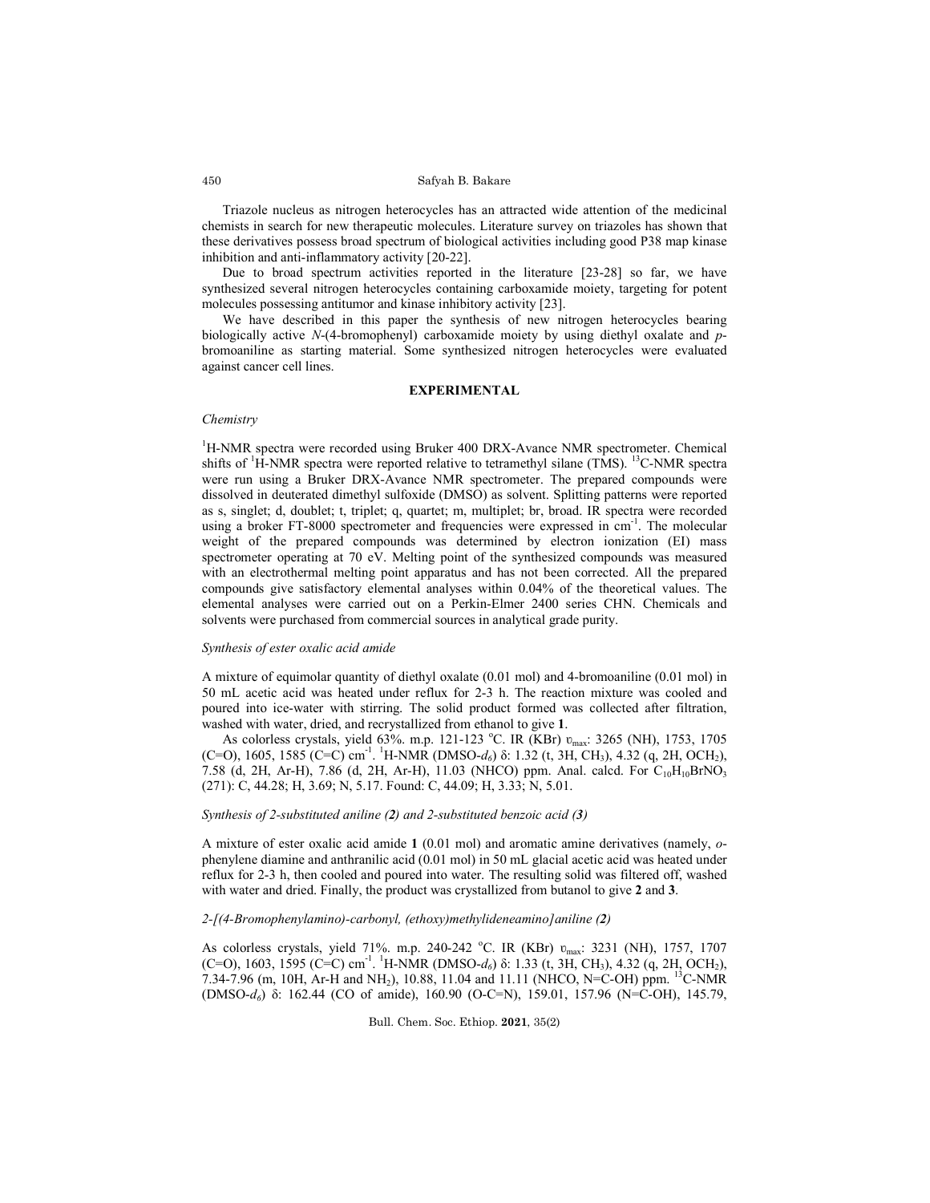Triazole nucleus as nitrogen heterocycles has an attracted wide attention of the medicinal chemists in search for new therapeutic molecules. Literature survey on triazoles has shown that these derivatives possess broad spectrum of biological activities including good P38 map kinase inhibition and anti-inflammatory activity [20-22].

Due to broad spectrum activities reported in the literature [23-28] so far, we have synthesized several nitrogen heterocycles containing carboxamide moiety, targeting for potent molecules possessing antitumor and kinase inhibitory activity [23].

We have described in this paper the synthesis of new nitrogen heterocycles bearing biologically active *N*-(4-bromophenyl) carboxamide moiety by using diethyl oxalate and *p*-bromoaniline as starting material. Some synthesized nitrogen heterocycles were evaluated against cancer cell lines.

## EXPERIMENTAL

### *Chemistry*

$^{1}$H-NMR spectra were recorded using Bruker 400 DRX-Avance NMR spectrometer. Chemical shifts of $^{1}$H-NMR spectra were reported relative to tetramethyl silane (TMS). $^{13}$C-NMR spectra were run using a Bruker DRX-Avance NMR spectrometer. The prepared compounds were dissolved in deuterated dimethyl sulfoxide (DMSO) as solvent. Splitting patterns were reported as s, singlet; d, doublet; t, triplet; q, quartet; m, multiplet; br, broad. IR spectra were recorded using a broker FT-8000 spectrometer and frequencies were expressed in cm$^{-1}$. The molecular weight of the prepared compounds was determined by electron ionization (EI) mass spectrometer operating at 70 eV. Melting point of the synthesized compounds was measured with an electrothermal melting point apparatus and has not been corrected. All the prepared compounds give satisfactory elemental analyses within 0.04% of the theoretical values. The elemental analyses were carried out on a Perkin-Elmer 2400 series CHN. Chemicals and solvents were purchased from commercial sources in analytical grade purity.

### *Synthesis of ester oxalic acid amide*

A mixture of equimolar quantity of diethyl oxalate (0.01 mol) and 4-bromoaniline (0.01 mol) in 50 mL acetic acid was heated under reflux for 2-3 h. The reaction mixture was cooled and poured into ice-water with stirring. The solid product formed was collected after filtration, washed with water, dried, and recrystallized from ethanol to give **1**.

As colorless crystals, yield 63%. m.p. 121-123 °C. IR (KBr) $\upsilon_{max}$: 3265 (NH), 1753, 1705 (C=O), 1605, 1585 (C=C) cm$^{-1}$. $^{1}$H-NMR (DMSO-*d*$_6$) δ: 1.32 (t, 3H, $CH_3$), 4.32 (q, 2H, $OCH_2$), 7.58 (d, 2H, Ar-H), 7.86 (d, 2H, Ar-H), 11.03 (NHCO) ppm. Anal. calcd. For $C_{10}H_{10}BrNO_3$ (271): C, 44.28; H, 3.69; N, 5.17. Found: C, 44.09; H, 3.33; N, 5.01.

### *Synthesis of 2-substituted aniline (2) and 2-substituted benzoic acid (3)*

A mixture of ester oxalic acid amide **1** (0.01 mol) and aromatic amine derivatives (namely, *o*-phenylene diamine and anthranilic acid (0.01 mol) in 50 mL glacial acetic acid was heated under reflux for 2-3 h, then cooled and poured into water. The resulting solid was filtered off, washed with water and dried. Finally, the product was crystallized from butanol to give **2** and **3**.

### *2-[(4-Bromophenylamino)-carbonyl, (ethoxy)methylideneamino]aniline (2)*

As colorless crystals, yield 71%. m.p. 240-242 °C. IR (KBr) $\upsilon_{max}$: 3231 (NH), 1757, 1707 (C=O), 1603, 1595 (C=C) cm$^{-1}$. $^{1}$H-NMR (DMSO-*d*$_6$) δ: 1.33 (t, 3H, $CH_3$), 4.32 (q, 2H, $OCH_2$), 7.34-7.96 (m, 10H, Ar-H and $NH_2$), 10.88, 11.04 and 11.11 (NHCO, N=C-OH) ppm. $^{13}$C-NMR (DMSO-*d*$_6$) δ: 162.44 (CO of amide), 160.90 (O-C=N), 159.01, 157.96 (N=C-OH), 145.79,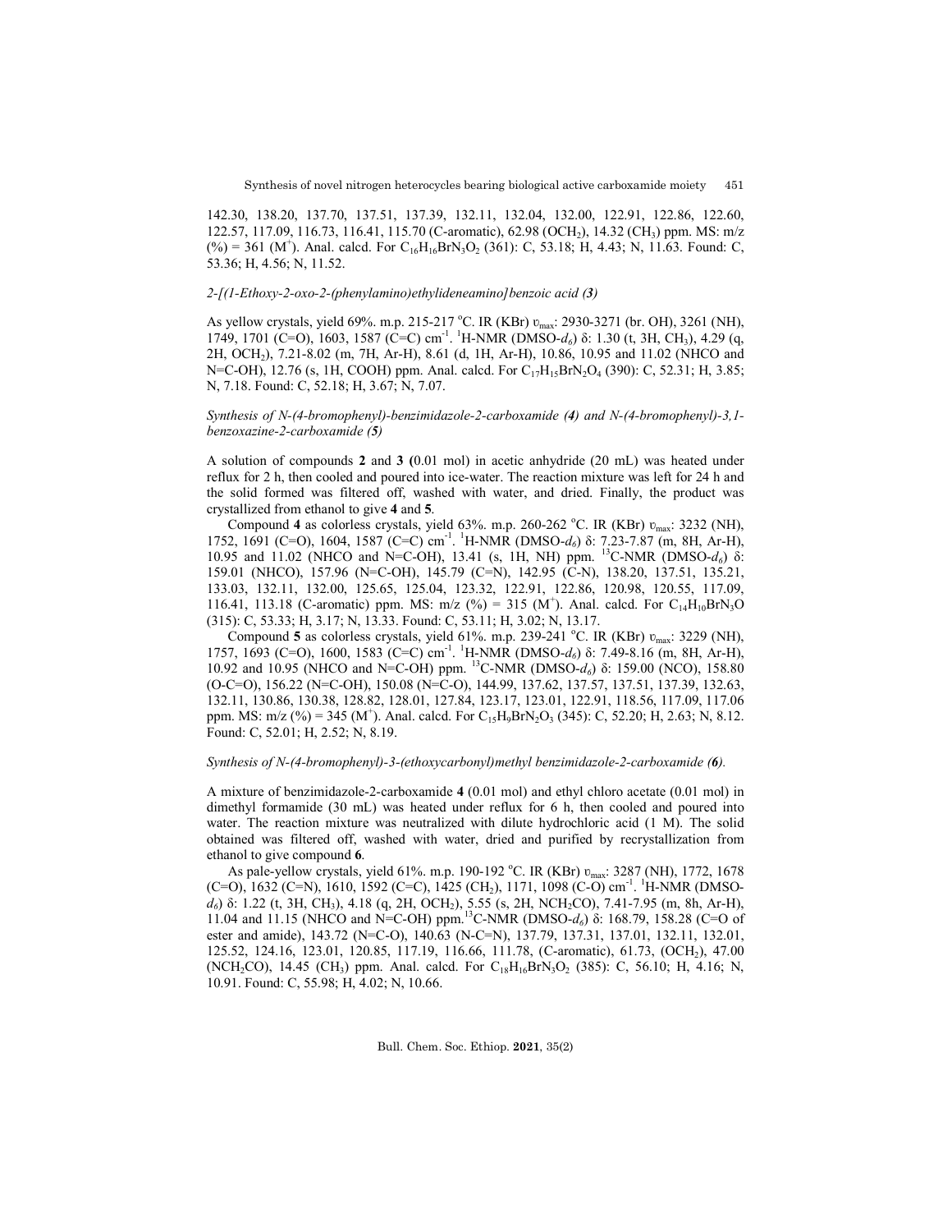142.30, 138.20, 137.70, 137.51, 137.39, 132.11, 132.04, 132.00, 122.91, 122.86, 122.60, 122.57, 117.09, 116.73, 116.41, 115.70 (C-aromatic), 62.98 ($OCH_2$), 14.32 ($CH_3$) ppm. MS: m/z (%) = 361 ($M^+$). Anal. calcd. For $C_{16}H_{16}BrN_3O_2$ (361): C, 53.18; H, 4.43; N, 11.63. Found: C, 53.36; H, 4.56; N, 11.52.

*2-[(1-Ethoxy-2-oxo-2-(phenylamino)ethylideneamino]benzoic acid (**3**)*

As yellow crystals, yield 69%. m.p. 215-217 °C. IR (KBr) $\upsilon_{max}$: 2930-3271 (br. OH), 3261 (NH), 1749, 1701 (C=O), 1603, 1587 (C=C) $cm^{-1}$. $^1$H-NMR (DMSO-$d_6$) δ: 1.30 (t, 3H, $CH_3$), 4.29 (q, 2H, $OCH_2$), 7.21-8.02 (m, 7H, Ar-H), 8.61 (d, 1H, Ar-H), 10.86, 10.95 and 11.02 (NHCO and N=C-OH), 12.76 (s, 1H, COOH) ppm. Anal. calcd. For $C_{17}H_{15}BrN_2O_4$ (390): C, 52.31; H, 3.85; N, 7.18. Found: C, 52.18; H, 3.67; N, 7.07.

*Synthesis of N-(4-bromophenyl)-benzimidazole-2-carboxamide (**4**) and N-(4-bromophenyl)-3,1-benzoxazine-2-carboxamide (**5**)*

A solution of compounds **2** and **3** (0.01 mol) in acetic anhydride (20 mL) was heated under reflux for 2 h, then cooled and poured into ice-water. The reaction mixture was left for 24 h and the solid formed was filtered off, washed with water, and dried. Finally, the product was crystallized from ethanol to give **4** and **5**.

Compound **4** as colorless crystals, yield 63%. m.p. 260-262 °C. IR (KBr) $\upsilon_{max}$: 3232 (NH), 1752, 1691 (C=O), 1604, 1587 (C=C) $cm^{-1}$. $^1$H-NMR (DMSO-$d_6$) δ: 7.23-7.87 (m, 8H, Ar-H), 10.95 and 11.02 (NHCO and N=C-OH), 13.41 (s, 1H, NH) ppm. $^{13}$C-NMR (DMSO-$d_6$) δ: 159.01 (NHCO), 157.96 (N=C-OH), 145.79 (C=N), 142.95 (C-N), 138.20, 137.51, 135.21, 133.03, 132.11, 132.00, 125.65, 125.04, 123.32, 122.91, 122.86, 120.98, 120.55, 117.09, 116.41, 113.18 (C-aromatic) ppm. MS: m/z (%) = 315 ($M^+$). Anal. calcd. For $C_{14}H_{10}BrN_3O$ (315): C, 53.33; H, 3.17; N, 13.33. Found: C, 53.11; H, 3.02; N, 13.17.

Compound **5** as colorless crystals, yield 61%. m.p. 239-241 °C. IR (KBr) $\upsilon_{max}$: 3229 (NH), 1757, 1693 (C=O), 1600, 1583 (C=C) $cm^{-1}$. $^1$H-NMR (DMSO-$d_6$) δ: 7.49-8.16 (m, 8H, Ar-H), 10.92 and 10.95 (NHCO and N=C-OH) ppm. $^{13}$C-NMR (DMSO-$d_6$) δ: 159.00 (NCO), 158.80 (O-C=O), 156.22 (N=C-OH), 150.08 (N=C-O), 144.99, 137.62, 137.57, 137.51, 137.39, 132.63, 132.11, 130.86, 130.38, 128.82, 128.01, 127.84, 123.17, 123.01, 122.91, 118.56, 117.09, 117.06 ppm. MS: m/z (%) = 345 ($M^+$). Anal. calcd. For $C_{15}H_9BrN_2O_3$ (345): C, 52.20; H, 2.63; N, 8.12. Found: C, 52.01; H, 2.52; N, 8.19.

*Synthesis of N-(4-bromophenyl)-3-(ethoxycarbonyl)methyl benzimidazole-2-carboxamide (**6**).*

A mixture of benzimidazole-2-carboxamide **4** (0.01 mol) and ethyl chloro acetate (0.01 mol) in dimethyl formamide (30 mL) was heated under reflux for 6 h, then cooled and poured into water. The reaction mixture was neutralized with dilute hydrochloric acid (1 M). The solid obtained was filtered off, washed with water, dried and purified by recrystallization from ethanol to give compound **6**.

As pale-yellow crystals, yield 61%. m.p. 190-192 °C. IR (KBr) $\upsilon_{max}$: 3287 (NH), 1772, 1678 (C=O), 1632 (C=N), 1610, 1592 (C=C), 1425 ($CH_2$), 1171, 1098 (C-O) $cm^{-1}$. $^1$H-NMR (DMSO-$d_6$) δ: 1.22 (t, 3H, $CH_3$), 4.18 (q, 2H, $OCH_2$), 5.55 (s, 2H, $NCH_2CO$), 7.41-7.95 (m, 8h, Ar-H), 11.04 and 11.15 (NHCO and N=C-OH) ppm. $^{13}$C-NMR (DMSO-$d_6$) δ: 168.79, 158.28 (C=O of ester and amide), 143.72 (N=C-O), 140.63 (N-C=N), 137.79, 137.31, 137.01, 132.11, 132.01, 125.52, 124.16, 123.01, 120.85, 117.19, 116.66, 111.78, (C-aromatic), 61.73, ($OCH_2$), 47.00 ($NCH_2CO$), 14.45 ($CH_3$) ppm. Anal. calcd. For $C_{18}H_{16}BrN_3O_2$ (385): C, 56.10; H, 4.16; N, 10.91. Found: C, 55.98; H, 4.02; N, 10.66.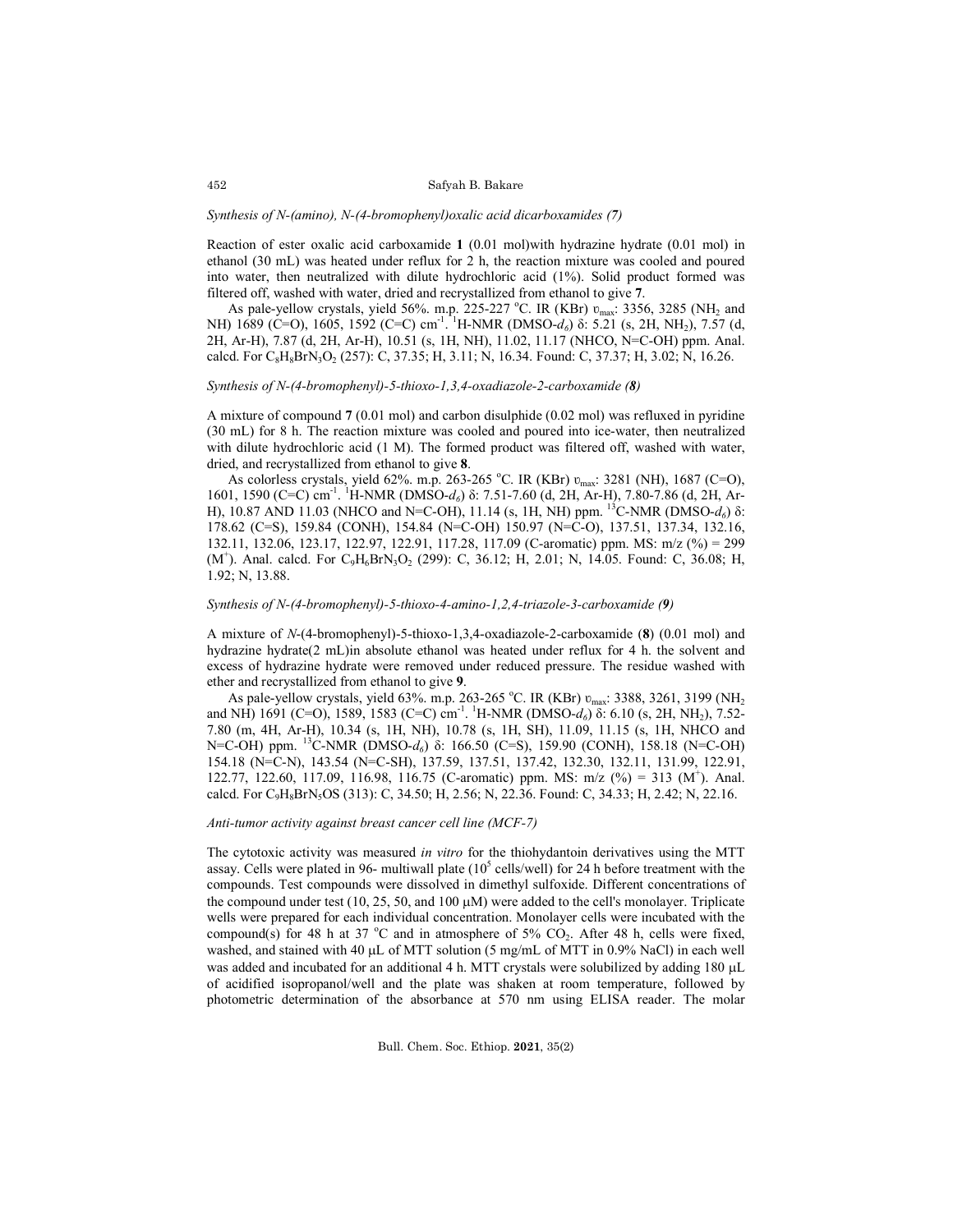### *Synthesis of N-(amino), N-(4-bromophenyl)oxalic acid dicarboxamides (7)*

Reaction of ester oxalic acid carboxamide **1** (0.01 mol)with hydrazine hydrate (0.01 mol) in ethanol (30 mL) was heated under reflux for 2 h, the reaction mixture was cooled and poured into water, then neutralized with dilute hydrochloric acid (1%). Solid product formed was filtered off, washed with water, dried and recrystallized from ethanol to give **7**.

As pale-yellow crystals, yield 56%. m.p. 225-227 °C. IR (KBr) $\upsilon_{max}$: 3356, 3285 ($NH_2$ and NH) 1689 (C=O), 1605, 1592 (C=C) $cm^{-1}$. $^1$H-NMR (DMSO-$d_6$) δ: 5.21 (s, 2H, $NH_2$), 7.57 (d, 2H, Ar-H), 7.87 (d, 2H, Ar-H), 10.51 (s, 1H, NH), 11.02, 11.17 (NHCO, N=C-OH) ppm. Anal. calcd. For $C_8H_8BrN_3O_2$ (257): C, 37.35; H, 3.11; N, 16.34. Found: C, 37.37; H, 3.02; N, 16.26.

### *Synthesis of N-(4-bromophenyl)-5-thioxo-1,3,4-oxadiazole-2-carboxamide (**8**)*

A mixture of compound **7** (0.01 mol) and carbon disulphide (0.02 mol) was refluxed in pyridine (30 mL) for 8 h. The reaction mixture was cooled and poured into ice-water, then neutralized with dilute hydrochloric acid (1 M). The formed product was filtered off, washed with water, dried, and recrystallized from ethanol to give **8**.

As colorless crystals, yield 62%. m.p. 263-265 °C. IR (KBr) $\upsilon_{max}$: 3281 (NH), 1687 (C=O), 1601, 1590 (C=C) $cm^{-1}$. $^1$H-NMR (DMSO-$d_6$) δ: 7.51-7.60 (d, 2H, Ar-H), 7.80-7.86 (d, 2H, Ar-H), 10.87 AND 11.03 (NHCO and N=C-OH), 11.14 (s, 1H, NH) ppm. $^{13}$C-NMR (DMSO-$d_6$) δ: 178.62 (C=S), 159.84 (CONH), 154.84 (N=C-OH) 150.97 (N=C-O), 137.51, 137.34, 132.16, 132.11, 132.06, 123.17, 122.97, 122.91, 117.28, 117.09 (C-aromatic) ppm. MS: m/z (%) = 299 ($M^+$). Anal. calcd. For $C_9H_6BrN_3O_2$ (299): C, 36.12; H, 2.01; N, 14.05. Found: C, 36.08; H, 1.92; N, 13.88.

### *Synthesis of N-(4-bromophenyl)-5-thioxo-4-amino-1,2,4-triazole-3-carboxamide (**9**)*

A mixture of *N*-(4-bromophenyl)-5-thioxo-1,3,4-oxadiazole-2-carboxamide (**8**) (0.01 mol) and hydrazine hydrate(2 mL)in absolute ethanol was heated under reflux for 4 h. the solvent and excess of hydrazine hydrate were removed under reduced pressure. The residue washed with ether and recrystallized from ethanol to give **9**.

As pale-yellow crystals, yield 63%. m.p. 263-265 °C. IR (KBr) $\upsilon_{max}$: 3388, 3261, 3199 ($NH_2$ and NH) 1691 (C=O), 1589, 1583 (C=C) $cm^{-1}$. $^1$H-NMR (DMSO-$d_6$) δ: 6.10 (s, 2H, $NH_2$), 7.52-7.80 (m, 4H, Ar-H), 10.34 (s, 1H, NH), 10.78 (s, 1H, SH), 11.09, 11.15 (s, 1H, NHCO and N=C-OH) ppm. $^{13}$C-NMR (DMSO-$d_6$) δ: 166.50 (C=S), 159.90 (CONH), 158.18 (N=C-OH) 154.18 (N=C-N), 143.54 (N=C-SH), 137.59, 137.51, 137.42, 132.30, 132.11, 131.99, 122.91, 122.77, 122.60, 117.09, 116.98, 116.75 (C-aromatic) ppm. MS: m/z (%) = 313 ($M^+$). Anal. calcd. For $C_9H_8BrN_5OS$ (313): C, 34.50; H, 2.56; N, 22.36. Found: C, 34.33; H, 2.42; N, 22.16.

### *Anti-tumor activity against breast cancer cell line (MCF-7)*

The cytotoxic activity was measured *in vitro* for the thiohydantoin derivatives using the MTT assay. Cells were plated in 96- multiwall plate ($10^5$ cells/well) for 24 h before treatment with the compounds. Test compounds were dissolved in dimethyl sulfoxide. Different concentrations of the compound under test (10, 25, 50, and 100 μM) were added to the cell's monolayer. Triplicate wells were prepared for each individual concentration. Monolayer cells were incubated with the compound(s) for 48 h at 37 °C and in atmosphere of 5% $CO_2$. After 48 h, cells were fixed, washed, and stained with 40 μL of MTT solution (5 mg/mL of MTT in 0.9% NaCl) in each well was added and incubated for an additional 4 h. MTT crystals were solubilized by adding 180 μL of acidified isopropanol/well and the plate was shaken at room temperature, followed by photometric determination of the absorbance at 570 nm using ELISA reader. The molar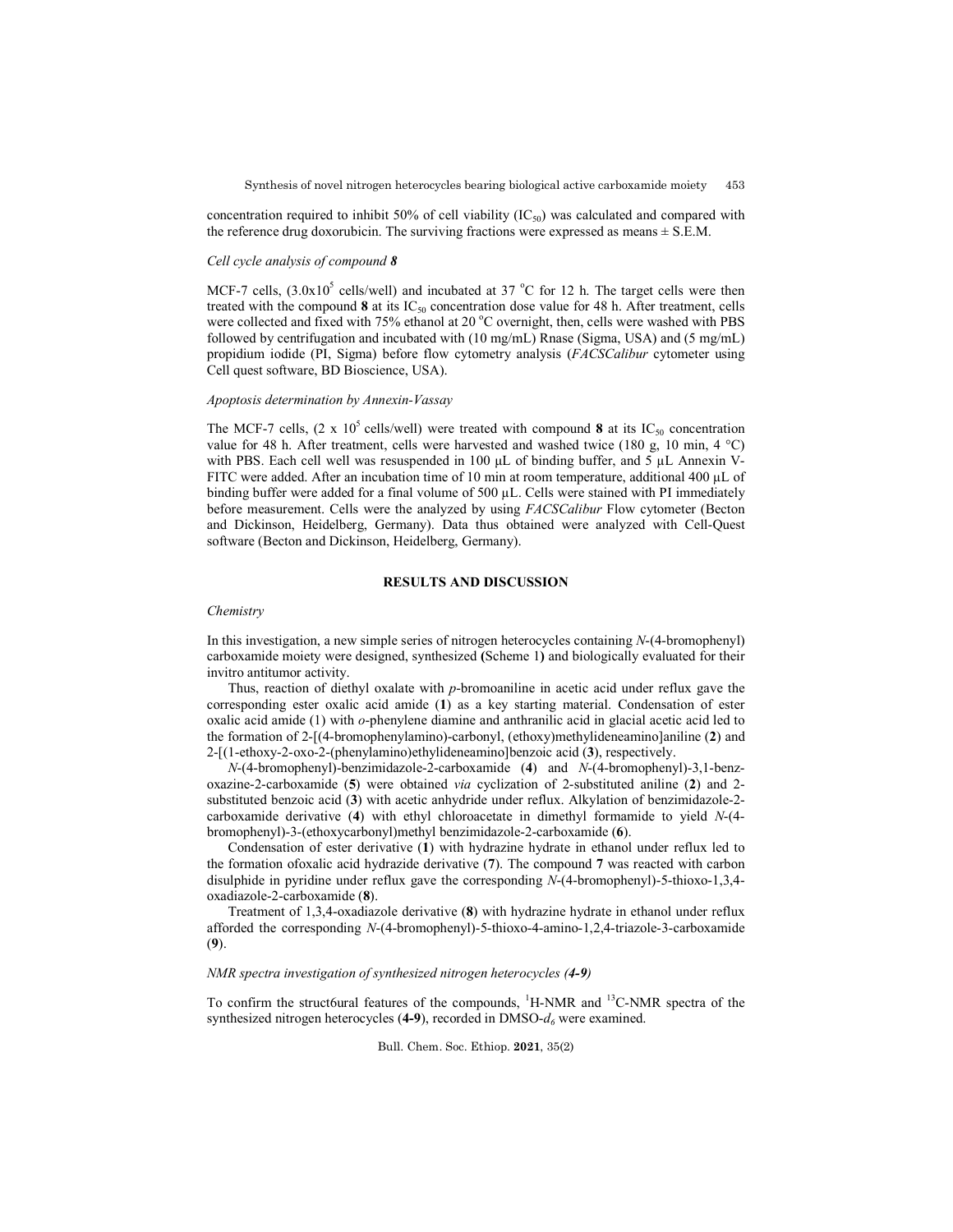concentration required to inhibit 50% of cell viability ($IC_{50}$) was calculated and compared with the reference drug doxorubicin. The surviving fractions were expressed as means ± S.E.M.

*Cell cycle analysis of compound **8***

MCF-7 cells, ($3.0x10^5$ cells/well) and incubated at 37 °C for 12 h. The target cells were then treated with the compound **8** at its $IC_{50}$ concentration dose value for 48 h. After treatment, cells were collected and fixed with 75% ethanol at 20 °C overnight, then, cells were washed with PBS followed by centrifugation and incubated with (10 mg/mL) Rnase (Sigma, USA) and (5 mg/mL) propidium iodide (PI, Sigma) before flow cytometry analysis (*FACSCalibur* cytometer using Cell quest software, BD Bioscience, USA).

*Apoptosis determination by Annexin-Vassay*

The MCF-7 cells, ($2 \times 10^5$ cells/well) were treated with compound **8** at its $IC_{50}$ concentration value for 48 h. After treatment, cells were harvested and washed twice (180 g, 10 min, 4 °C) with PBS. Each cell well was resuspended in 100 µL of binding buffer, and 5 µL Annexin V-FITC were added. After an incubation time of 10 min at room temperature, additional 400 µL of binding buffer were added for a final volume of 500 µL. Cells were stained with PI immediately before measurement. Cells were the analyzed by using *FACSCalibur* Flow cytometer (Becton and Dickinson, Heidelberg, Germany). Data thus obtained were analyzed with Cell-Quest software (Becton and Dickinson, Heidelberg, Germany).

## RESULTS AND DISCUSSION

*Chemistry*

In this investigation, a new simple series of nitrogen heterocycles containing *N*-(4-bromophenyl) carboxamide moiety were designed, synthesized (Scheme 1) and biologically evaluated for their invitro antitumor activity.

Thus, reaction of diethyl oxalate with *p*-bromoaniline in acetic acid under reflux gave the corresponding ester oxalic acid amide (**1**) as a key starting material. Condensation of ester oxalic acid amide (1) with *o*-phenylene diamine and anthranilic acid in glacial acetic acid led to the formation of 2-[(4-bromophenylamino)-carbonyl, (ethoxy)methylideneamino]aniline (**2**) and 2-[(1-ethoxy-2-oxo-2-(phenylamino)ethylideneamino]benzoic acid (**3**), respectively.

*N*-(4-bromophenyl)-benzimidazole-2-carboxamide (**4**) and *N*-(4-bromophenyl)-3,1-benzoxazine-2-carboxamide (**5**) were obtained *via* cyclization of 2-substituted aniline (**2**) and 2-substituted benzoic acid (**3**) with acetic anhydride under reflux. Alkylation of benzimidazole-2-carboxamide derivative (**4**) with ethyl chloroacetate in dimethyl formamide to yield *N*-(4-bromophenyl)-3-(ethoxycarbonyl)methyl benzimidazole-2-carboxamide (**6**).

Condensation of ester derivative (**1**) with hydrazine hydrate in ethanol under reflux led to the formation ofoxalic acid hydrazide derivative (**7**). The compound **7** was reacted with carbon disulphide in pyridine under reflux gave the corresponding *N*-(4-bromophenyl)-5-thioxo-1,3,4-oxadiazole-2-carboxamide (**8**).

Treatment of 1,3,4-oxadiazole derivative (**8**) with hydrazine hydrate in ethanol under reflux afforded the corresponding *N*-(4-bromophenyl)-5-thioxo-4-amino-1,2,4-triazole-3-carboxamide (**9**).

*NMR spectra investigation of synthesized nitrogen heterocycles **(4-9)***

To confirm the struct6ural features of the compounds, $^1$H-NMR and $^{13}$C-NMR spectra of the synthesized nitrogen heterocycles (**4-9**), recorded in DMSO-$d_6$ were examined.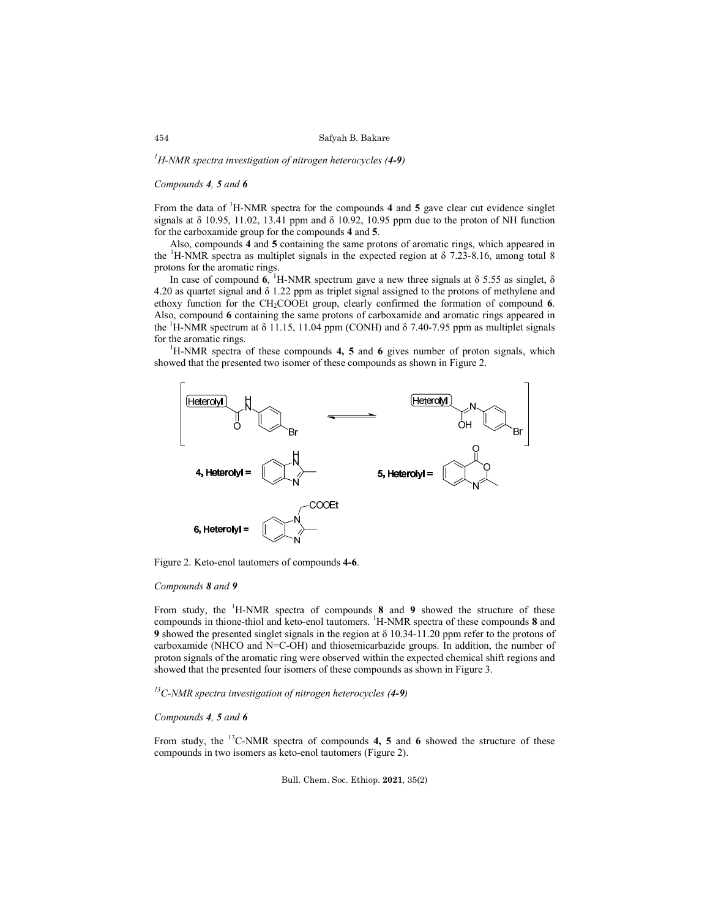### $^{1}$H-NMR spectra investigation of nitrogen heterocycles (4-9)

*Compounds **4**, **5** and **6***

From the data of $^{1}$H-NMR spectra for the compounds **4** and **5** gave clear cut evidence singlet signals at δ 10.95, 11.02, 13.41 ppm and δ 10.92, 10.95 ppm due to the proton of NH function for the carboxamide group for the compounds **4** and **5**.

Also, compounds **4** and **5** containing the same protons of aromatic rings, which appeared in the $^{1}$H-NMR spectra as multiplet signals in the expected region at δ 7.23-8.16, among total 8 protons for the aromatic rings.

In case of compound **6**, $^{1}$H-NMR spectrum gave a new three signals at δ 5.55 as singlet, δ 4.20 as quartet signal and δ 1.22 ppm as triplet signal assigned to the protons of methylene and ethoxy function for the $CH_2COOEt$ group, clearly confirmed the formation of compound **6**. Also, compound **6** containing the same protons of carboxamide and aromatic rings appeared in the $^{1}$H-NMR spectrum at δ 11.15, 11.04 ppm (CONH) and δ 7.40-7.95 ppm as multiplet signals for the aromatic rings.

$^{1}$H-NMR spectra of these compounds **4**, **5** and **6** gives number of proton signals, which showed that the presented two isomer of these compounds as shown in Figure 2.

Figure 2. Keto-enol tautomers of compounds **4-6**.

*Compounds **8** and **9***

From study, the $^{1}$H-NMR spectra of compounds **8** and **9** showed the structure of these compounds in thione-thiol and keto-enol tautomers. $^{1}$H-NMR spectra of these compounds **8** and **9** showed the presented singlet signals in the region at δ 10.34-11.20 ppm refer to the protons of carboxamide (NHCO and N=C-OH) and thiosemicarbazide groups. In addition, the number of proton signals of the aromatic ring were observed within the expected chemical shift regions and showed that the presented four isomers of these compounds as shown in Figure 3.

### $^{13}$C-NMR spectra investigation of nitrogen heterocycles (4-9)

*Compounds **4**, **5** and **6***

From study, the $^{13}$C-NMR spectra of compounds **4**, **5** and **6** showed the structure of these compounds in two isomers as keto-enol tautomers (Figure 2).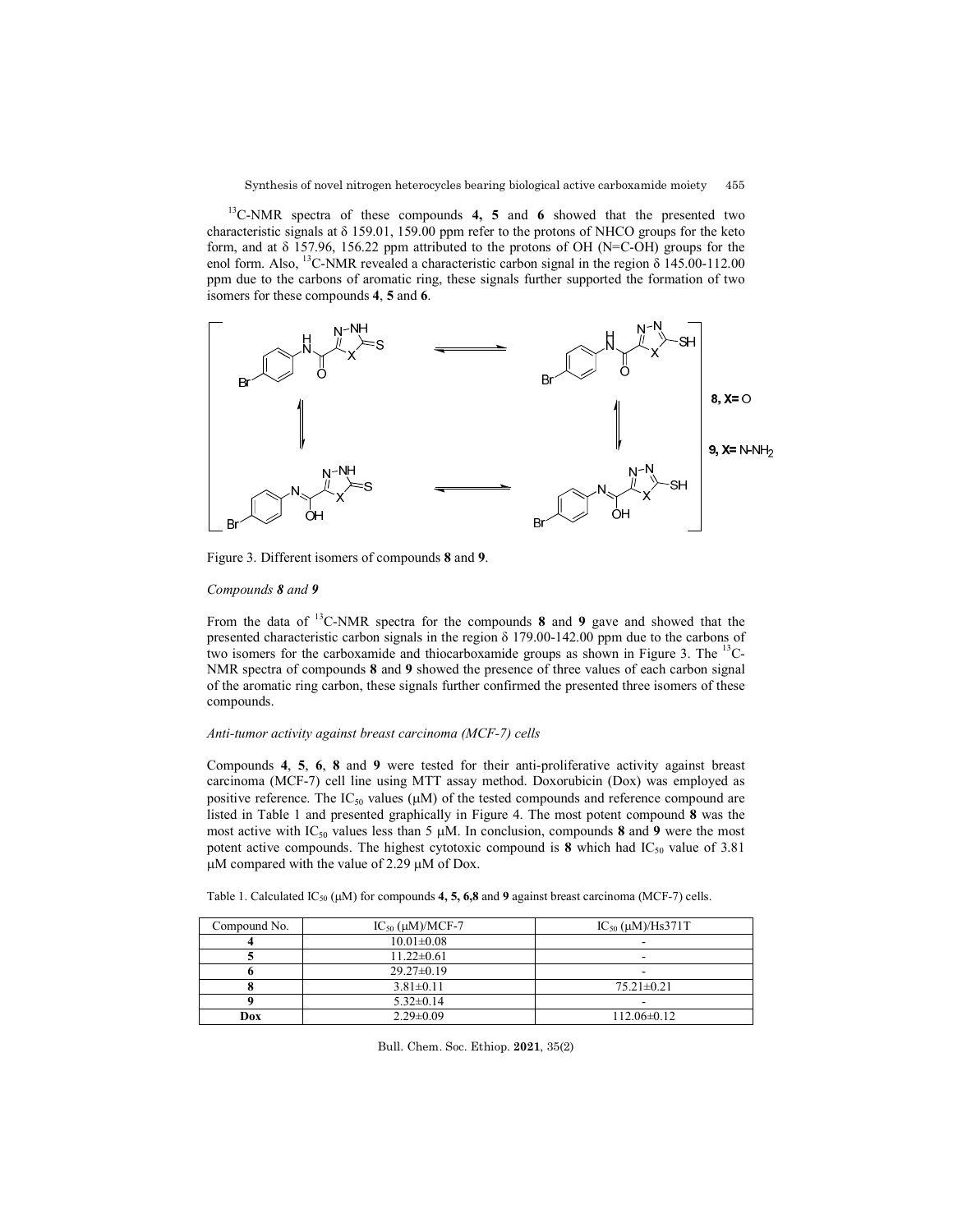$^{13}$C-NMR spectra of these compounds **4, 5** and **6** showed that the presented two characteristic signals at δ 159.01, 159.00 ppm refer to the protons of NHCO groups for the keto form, and at δ 157.96, 156.22 ppm attributed to the protons of OH (N=C-OH) groups for the enol form. Also, $^{13}$C-NMR revealed a characteristic carbon signal in the region δ 145.00-112.00 ppm due to the carbons of aromatic ring, these signals further supported the formation of two isomers for these compounds **4**, **5** and **6**.

Figure 3. Different isomers of compounds **8** and **9**.

*Compounds **8** and **9***

From the data of $^{13}$C-NMR spectra for the compounds **8** and **9** gave and showed that the presented characteristic carbon signals in the region δ 179.00-142.00 ppm due to the carbons of two isomers for the carboxamide and thiocarboxamide groups as shown in Figure 3. The $^{13}$C-NMR spectra of compounds **8** and **9** showed the presence of three values of each carbon signal of the aromatic ring carbon, these signals further confirmed the presented three isomers of these compounds.

*Anti-tumor activity against breast carcinoma (MCF-7) cells*

Compounds **4**, **5**, **6**, **8** and **9** were tested for their anti-proliferative activity against breast carcinoma (MCF-7) cell line using MTT assay method. Doxorubicin (Dox) was employed as positive reference. The $IC_{50}$ values (μM) of the tested compounds and reference compound are listed in Table 1 and presented graphically in Figure 4. The most potent compound **8** was the most active with $IC_{50}$ values less than 5 μM. In conclusion, compounds **8** and **9** were the most potent active compounds. The highest cytotoxic compound is **8** which had $IC_{50}$ value of 3.81 μM compared with the value of 2.29 μM of Dox.

Table 1. Calculated $IC_{50}$ (μM) for compounds **4, 5, 6,8** and **9** against breast carcinoma (MCF-7) cells.

| Compound No. | $IC_{50}$ (μM)/MCF-7 | $IC_{50}$ (μM)/Hs371T |
|---|---|---|
| **4** | 10.01±0.08 | - |
| **5** | 11.22±0.61 | - |
| **6** | 29.27±0.19 | - |
| **8** | 3.81±0.11 | 75.21±0.21 |
| **9** | 5.32±0.14 | - |
| **Dox** | 2.29±0.09 | 112.06±0.12 |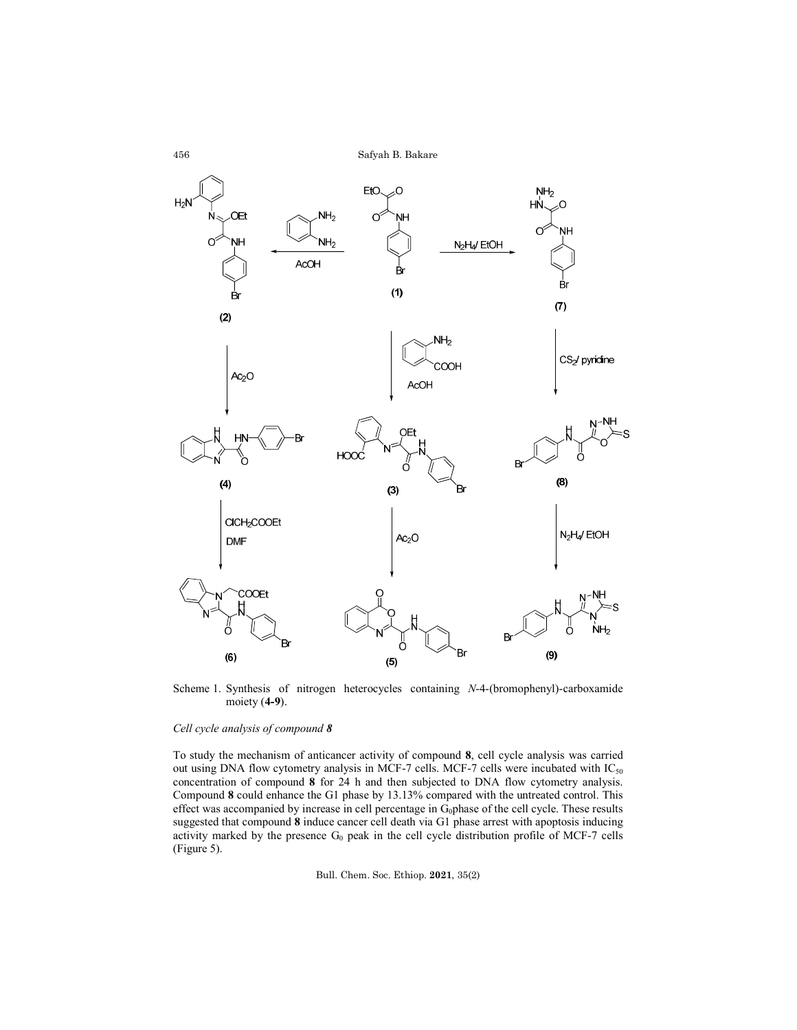Scheme 1. Synthesis of nitrogen heterocycles containing *N*-4-(bromophenyl)-carboxamide moiety (**4-9**).

*Cell cycle analysis of compound **8***

To study the mechanism of anticancer activity of compound **8**, cell cycle analysis was carried out using DNA flow cytometry analysis in MCF-7 cells. MCF-7 cells were incubated with $IC_{50}$ concentration of compound **8** for 24 h and then subjected to DNA flow cytometry analysis. Compound **8** could enhance the G1 phase by 13.13% compared with the untreated control. This effect was accompanied by increase in cell percentage in $G_0$phase of the cell cycle. These results suggested that compound **8** induce cancer cell death via G1 phase arrest with apoptosis inducing activity marked by the presence $G_0$ peak in the cell cycle distribution profile of MCF-7 cells (Figure 5).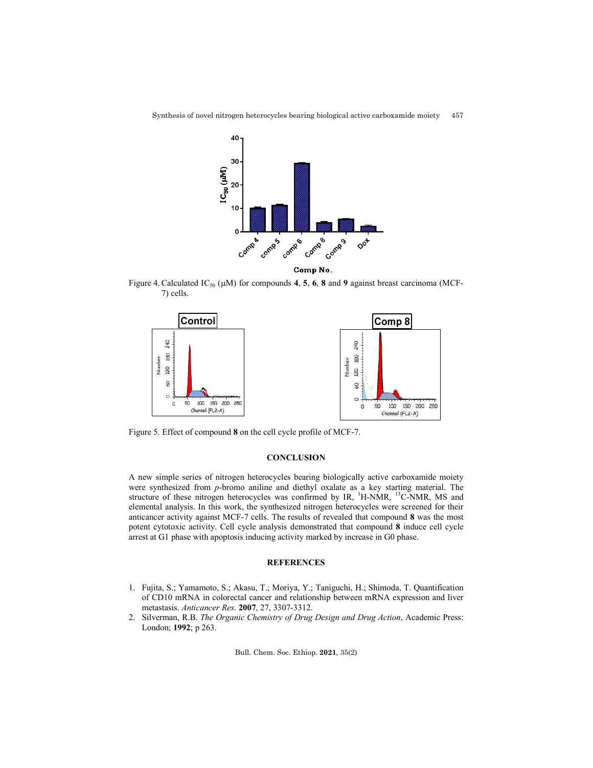Figure 4. Calculated $IC_{50}$ (μM) for compounds **4**, **5**, **6**, **8** and **9** against breast carcinoma (MCF-7) cells.

Figure 5. Effect of compound **8** on the cell cycle profile of MCF-7.

## CONCLUSION

A new simple series of nitrogen heterocycles bearing biologically active carboxamide moiety were synthesized from *p*-bromo aniline and diethyl oxalate as a key starting material. The structure of these nitrogen heterocycles was confirmed by IR, $^{1}$H-NMR, $^{13}$C-NMR, MS and elemental analysis. In this work, the synthesized nitrogen heterocycles were screened for their anticancer activity against MCF-7 cells. The results of revealed that compound **8** was the most potent cytotoxic activity. Cell cycle analysis demonstrated that compound **8** induce cell cycle arrest at G1 phase with apoptosis inducing activity marked by increase in G0 phase.

## REFERENCES

1. Fujita, S.; Yamamoto, S.; Akasu, T.; Moriya, Y.; Taniguchi, H.; Shimoda, T. Quantification of CD10 mRNA in colorectal cancer and relationship between mRNA expression and liver metastasis. *Anticancer Res*. **2007**, 27, 3307-3312.
2. Silverman, R.B. *The Organic Chemistry of Drug Design and Drug Action*, Academic Press: London; **1992**; p 263.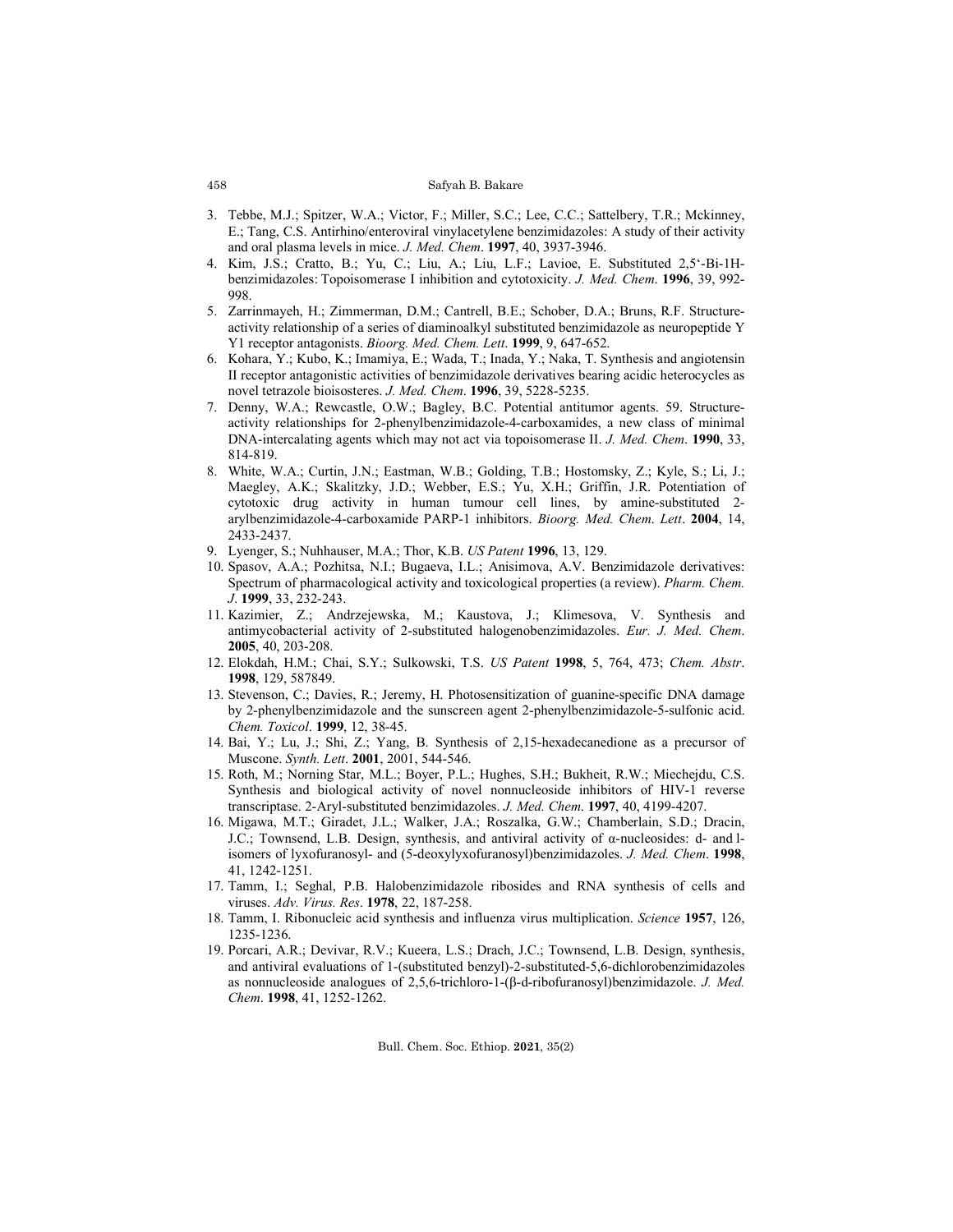3. Tebbe, M.J.; Spitzer, W.A.; Victor, F.; Miller, S.C.; Lee, C.C.; Sattelbery, T.R.; Mckinney, E.; Tang, C.S. Antirhino/enteroviral vinylacetylene benzimidazoles: A study of their activity and oral plasma levels in mice. *J. Med. Chem*. **1997**, 40, 3937-3946.
4. Kim, J.S.; Cratto, B.; Yu, C.; Liu, A.; Liu, L.F.; Lavioe, E. Substituted 2,5'-Bi-1H-benzimidazoles: Topoisomerase I inhibition and cytotoxicity. *J. Med. Chem*. **1996**, 39, 992-998.
5. Zarrinmayeh, H.; Zimmerman, D.M.; Cantrell, B.E.; Schober, D.A.; Bruns, R.F. Structure-activity relationship of a series of diaminoalkyl substituted benzimidazole as neuropeptide Y Y1 receptor antagonists. *Bioorg. Med. Chem. Lett*. **1999**, 9, 647-652.
6. Kohara, Y.; Kubo, K.; Imamiya, E.; Wada, T.; Inada, Y.; Naka, T. Synthesis and angiotensin II receptor antagonistic activities of benzimidazole derivatives bearing acidic heterocycles as novel tetrazole bioisosteres. *J. Med. Chem*. **1996**, 39, 5228-5235.
7. Denny, W.A.; Rewcastle, O.W.; Bagley, B.C. Potential antitumor agents. 59. Structure-activity relationships for 2-phenylbenzimidazole-4-carboxamides, a new class of minimal DNA-intercalating agents which may not act via topoisomerase II. *J. Med. Chem*. **1990**, 33, 814-819.
8. White, W.A.; Curtin, J.N.; Eastman, W.B.; Golding, T.B.; Hostomsky, Z.; Kyle, S.; Li, J.; Maegley, A.K.; Skalitzky, J.D.; Webber, E.S.; Yu, X.H.; Griffin, J.R. Potentiation of cytotoxic drug activity in human tumour cell lines, by amine-substituted 2-arylbenzimidazole-4-carboxamide PARP-1 inhibitors. *Bioorg. Med. Chem. Lett*. **2004**, 14, 2433-2437.
9. Lyenger, S.; Nuhhauser, M.A.; Thor, K.B. *US Patent* **1996**, 13, 129.
10. Spasov, A.A.; Pozhitsa, N.I.; Bugaeva, I.L.; Anisimova, A.V. Benzimidazole derivatives: Spectrum of pharmacological activity and toxicological properties (a review). *Pharm. Chem. J*. **1999**, 33, 232-243.
11. Kazimier, Z.; Andrzejewska, M.; Kaustova, J.; Klimesova, V. Synthesis and antimycobacterial activity of 2-substituted halogenobenzimidazoles. *Eur. J. Med. Chem*. **2005**, 40, 203-208.
12. Elokdah, H.M.; Chai, S.Y.; Sulkowski, T.S. *US Patent* **1998**, 5, 764, 473; *Chem. Abstr*. **1998**, 129, 587849.
13. Stevenson, C.; Davies, R.; Jeremy, H. Photosensitization of guanine-specific DNA damage by 2-phenylbenzimidazole and the sunscreen agent 2-phenylbenzimidazole-5-sulfonic acid. *Chem. Toxicol*. **1999**, 12, 38-45.
14. Bai, Y.; Lu, J.; Shi, Z.; Yang, B. Synthesis of 2,15-hexadecanedione as a precursor of Muscone. *Synth. Lett*. **2001**, 2001, 544-546.
15. Roth, M.; Norning Star, M.L.; Boyer, P.L.; Hughes, S.H.; Bukheit, R.W.; Miechejdu, C.S. Synthesis and biological activity of novel nonnucleoside inhibitors of HIV-1 reverse transcriptase. 2-Aryl-substituted benzimidazoles. *J. Med. Chem*. **1997**, 40, 4199-4207.
16. Migawa, M.T.; Giradet, J.L.; Walker, J.A.; Roszalka, G.W.; Chamberlain, S.D.; Dracin, J.C.; Townsend, L.B. Design, synthesis, and antiviral activity of α-nucleosides: d- and l-isomers of lyxofuranosyl- and (5-deoxylyxofuranosyl)benzimidazoles. *J. Med. Chem*. **1998**, 41, 1242-1251.
17. Tamm, I.; Seghal, P.B. Halobenzimidazole ribosides and RNA synthesis of cells and viruses. *Adv. Virus. Res*. **1978**, 22, 187-258.
18. Tamm, I. Ribonucleic acid synthesis and influenza virus multiplication. *Science* **1957**, 126, 1235-1236.
19. Porcari, A.R.; Devivar, R.V.; Kueera, L.S.; Drach, J.C.; Townsend, L.B. Design, synthesis, and antiviral evaluations of 1-(substituted benzyl)-2-substituted-5,6-dichlorobenzimidazoles as nonnucleoside analogues of 2,5,6-trichloro-1-(β-d-ribofuranosyl)benzimidazole. *J. Med. Chem*. **1998**, 41, 1252-1262.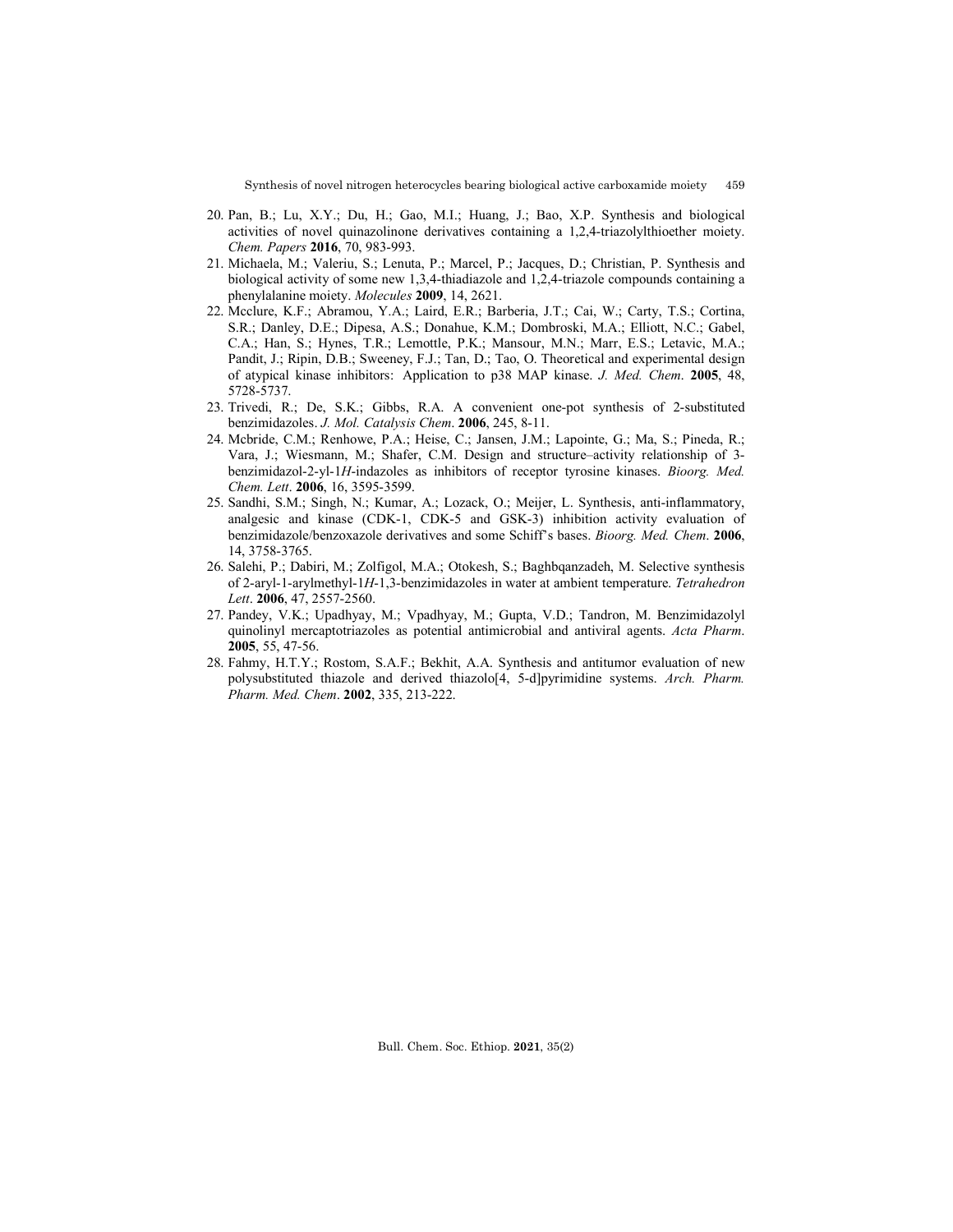20. Pan, B.; Lu, X.Y.; Du, H.; Gao, M.I.; Huang, J.; Bao, X.P. Synthesis and biological activities of novel quinazolinone derivatives containing a 1,2,4-triazolylthioether moiety. *Chem. Papers* **2016**, 70, 983-993.
21. Michaela, M.; Valeriu, S.; Lenuta, P.; Marcel, P.; Jacques, D.; Christian, P. Synthesis and biological activity of some new 1,3,4-thiadiazole and 1,2,4-triazole compounds containing a phenylalanine moiety. *Molecules* **2009**, 14, 2621.
22. Mcclure, K.F.; Abramou, Y.A.; Laird, E.R.; Barberia, J.T.; Cai, W.; Carty, T.S.; Cortina, S.R.; Danley, D.E.; Dipesa, A.S.; Donahue, K.M.; Dombroski, M.A.; Elliott, N.C.; Gabel, C.A.; Han, S.; Hynes, T.R.; Lemottle, P.K.; Mansour, M.N.; Marr, E.S.; Letavic, M.A.; Pandit, J.; Ripin, D.B.; Sweeney, F.J.; Tan, D.; Tao, O. Theoretical and experimental design of atypical kinase inhibitors: Application to p38 MAP kinase. *J. Med. Chem*. **2005**, 48, 5728-5737.
23. Trivedi, R.; De, S.K.; Gibbs, R.A. A convenient one-pot synthesis of 2-substituted benzimidazoles. *J. Mol. Catalysis Chem*. **2006**, 245, 8-11.
24. Mcbride, C.M.; Renhowe, P.A.; Heise, C.; Jansen, J.M.; Lapointe, G.; Ma, S.; Pineda, R.; Vara, J.; Wiesmann, M.; Shafer, C.M. Design and structure–activity relationship of 3-benzimidazol-2-yl-1*H*-indazoles as inhibitors of receptor tyrosine kinases. *Bioorg. Med. Chem. Lett*. **2006**, 16, 3595-3599.
25. Sandhi, S.M.; Singh, N.; Kumar, A.; Lozack, O.; Meijer, L. Synthesis, anti-inflammatory, analgesic and kinase (CDK-1, CDK-5 and GSK-3) inhibition activity evaluation of benzimidazole/benzoxazole derivatives and some Schiff's bases. *Bioorg. Med. Chem*. **2006**, 14, 3758-3765.
26. Salehi, P.; Dabiri, M.; Zolfigol, M.A.; Otokesh, S.; Baghbqanzadeh, M. Selective synthesis of 2-aryl-1-arylmethyl-1*H*-1,3-benzimidazoles in water at ambient temperature. *Tetrahedron Lett*. **2006**, 47, 2557-2560.
27. Pandey, V.K.; Upadhyay, M.; Vpadhyay, M.; Gupta, V.D.; Tandron, M. Benzimidazolyl quinolinyl mercaptotriazoles as potential antimicrobial and antiviral agents. *Acta Pharm*. **2005**, 55, 47-56.
28. Fahmy, H.T.Y.; Rostom, S.A.F.; Bekhit, A.A. Synthesis and antitumor evaluation of new polysubstituted thiazole and derived thiazolo[4, 5-d]pyrimidine systems. *Arch. Pharm. Pharm. Med. Chem*. **2002**, 335, 213-222.